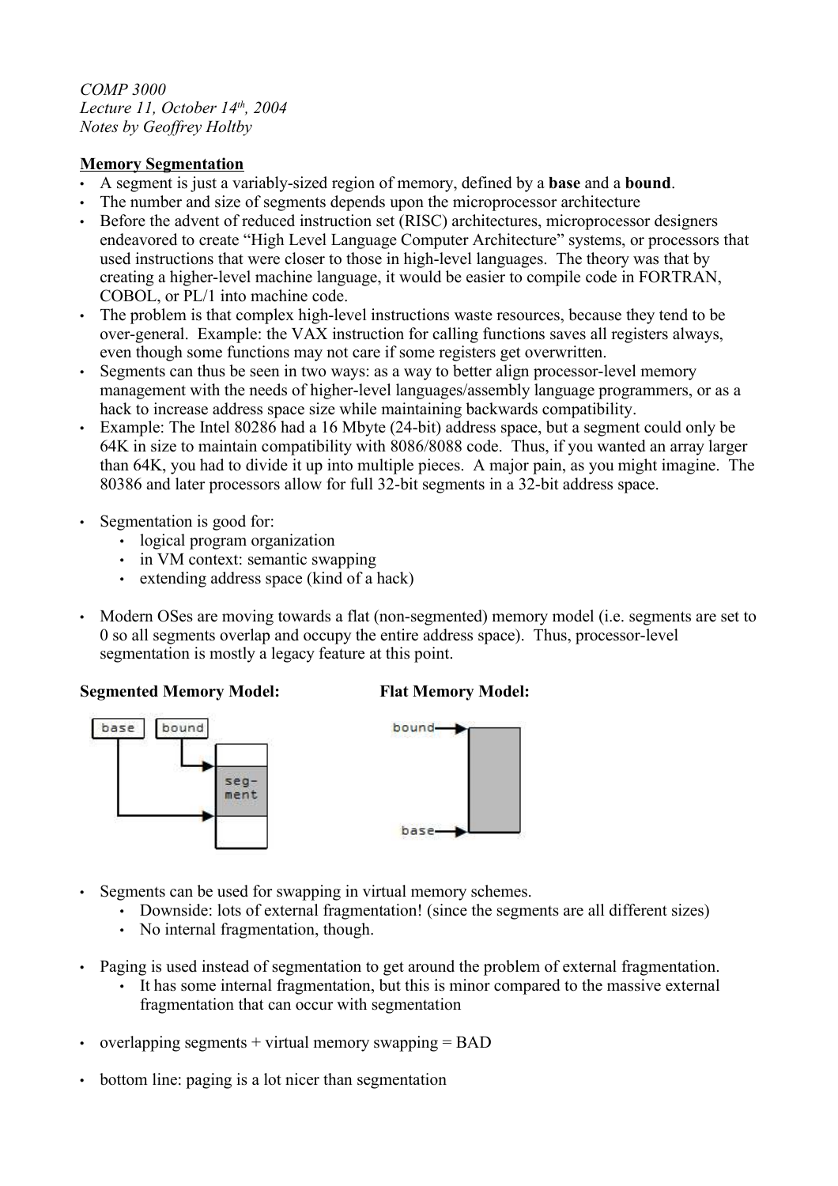*COMP 3000*
*Lecture 11, October 14th, 2004*
*Notes by Geoffrey Holtby*

**Memory Segmentation**

- A segment is just a variably-sized region of memory, defined by a **base** and a **bound**.
- The number and size of segments depends upon the microprocessor architecture
- Before the advent of reduced instruction set (RISC) architectures, microprocessor designers endeavored to create "High Level Language Computer Architecture" systems, or processors that used instructions that were closer to those in high-level languages. The theory was that by creating a higher-level machine language, it would be easier to compile code in FORTRAN, COBOL, or PL/1 into machine code.
- The problem is that complex high-level instructions waste resources, because they tend to be over-general. Example: the VAX instruction for calling functions saves all registers always, even though some functions may not care if some registers get overwritten.
- Segments can thus be seen in two ways: as a way to better align processor-level memory management with the needs of higher-level languages/assembly language programmers, or as a hack to increase address space size while maintaining backwards compatibility.
- Example: The Intel 80286 had a 16 Mbyte (24-bit) address space, but a segment could only be 64K in size to maintain compatibility with 8086/8088 code. Thus, if you wanted an array larger than 64K, you had to divide it up into multiple pieces. A major pain, as you might imagine. The 80386 and later processors allow for full 32-bit segments in a 32-bit address space.

- Segmentation is good for:
  - logical program organization
  - in VM context: semantic swapping
  - extending address space (kind of a hack)

- Modern OSes are moving towards a flat (non-segmented) memory model (i.e. segments are set to 0 so all segments overlap and occupy the entire address space). Thus, processor-level segmentation is mostly a legacy feature at this point.

**Segmented Memory Model:** **Flat Memory Model:**

base bound seg-ment

bound base

- Segments can be used for swapping in virtual memory schemes.
  - Downside: lots of external fragmentation! (since the segments are all different sizes)
  - No internal fragmentation, though.

- Paging is used instead of segmentation to get around the problem of external fragmentation.
  - It has some internal fragmentation, but this is minor compared to the massive external fragmentation that can occur with segmentation

- overlapping segments + virtual memory swapping = BAD

- bottom line: paging is a lot nicer than segmentation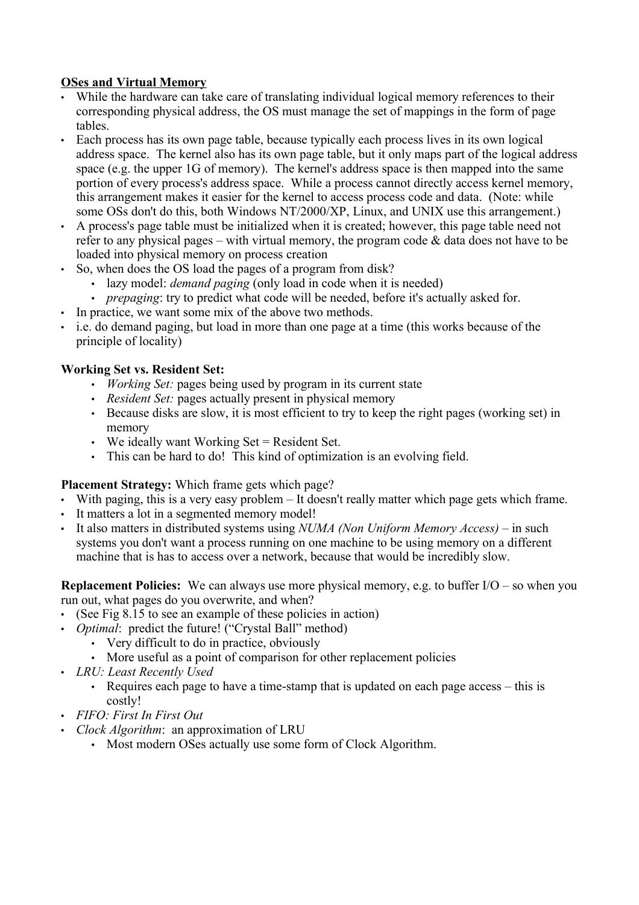**OSes and Virtual Memory**

- While the hardware can take care of translating individual logical memory references to their corresponding physical address, the OS must manage the set of mappings in the form of page tables.
- Each process has its own page table, because typically each process lives in its own logical address space. The kernel also has its own page table, but it only maps part of the logical address space (e.g. the upper 1G of memory). The kernel's address space is then mapped into the same portion of every process's address space. While a process cannot directly access kernel memory, this arrangement makes it easier for the kernel to access process code and data. (Note: while some OSs don't do this, both Windows NT/2000/XP, Linux, and UNIX use this arrangement.)
- A process's page table must be initialized when it is created; however, this page table need not refer to any physical pages – with virtual memory, the program code & data does not have to be loaded into physical memory on process creation
- So, when does the OS load the pages of a program from disk?
  - lazy model: *demand paging* (only load in code when it is needed)
  - *prepaging*: try to predict what code will be needed, before it's actually asked for.
- In practice, we want some mix of the above two methods.
- i.e. do demand paging, but load in more than one page at a time (this works because of the principle of locality)

**Working Set vs. Resident Set:**

- *Working Set:* pages being used by program in its current state
- *Resident Set:* pages actually present in physical memory
- Because disks are slow, it is most efficient to try to keep the right pages (working set) in memory
- We ideally want Working Set = Resident Set.
- This can be hard to do! This kind of optimization is an evolving field.

**Placement Strategy:** Which frame gets which page?

- With paging, this is a very easy problem – It doesn't really matter which page gets which frame.
- It matters a lot in a segmented memory model!
- It also matters in distributed systems using *NUMA (Non Uniform Memory Access)* – in such systems you don't want a process running on one machine to be using memory on a different machine that is has to access over a network, because that would be incredibly slow.

**Replacement Policies:** We can always use more physical memory, e.g. to buffer I/O – so when you run out, what pages do you overwrite, and when?

- (See Fig 8.15 to see an example of these policies in action)
- *Optimal*: predict the future! ("Crystal Ball" method)
  - Very difficult to do in practice, obviously
  - More useful as a point of comparison for other replacement policies
- *LRU: Least Recently Used*
  - Requires each page to have a time-stamp that is updated on each page access – this is costly!
- *FIFO: First In First Out*
- *Clock Algorithm*: an approximation of LRU
  - Most modern OSes actually use some form of Clock Algorithm.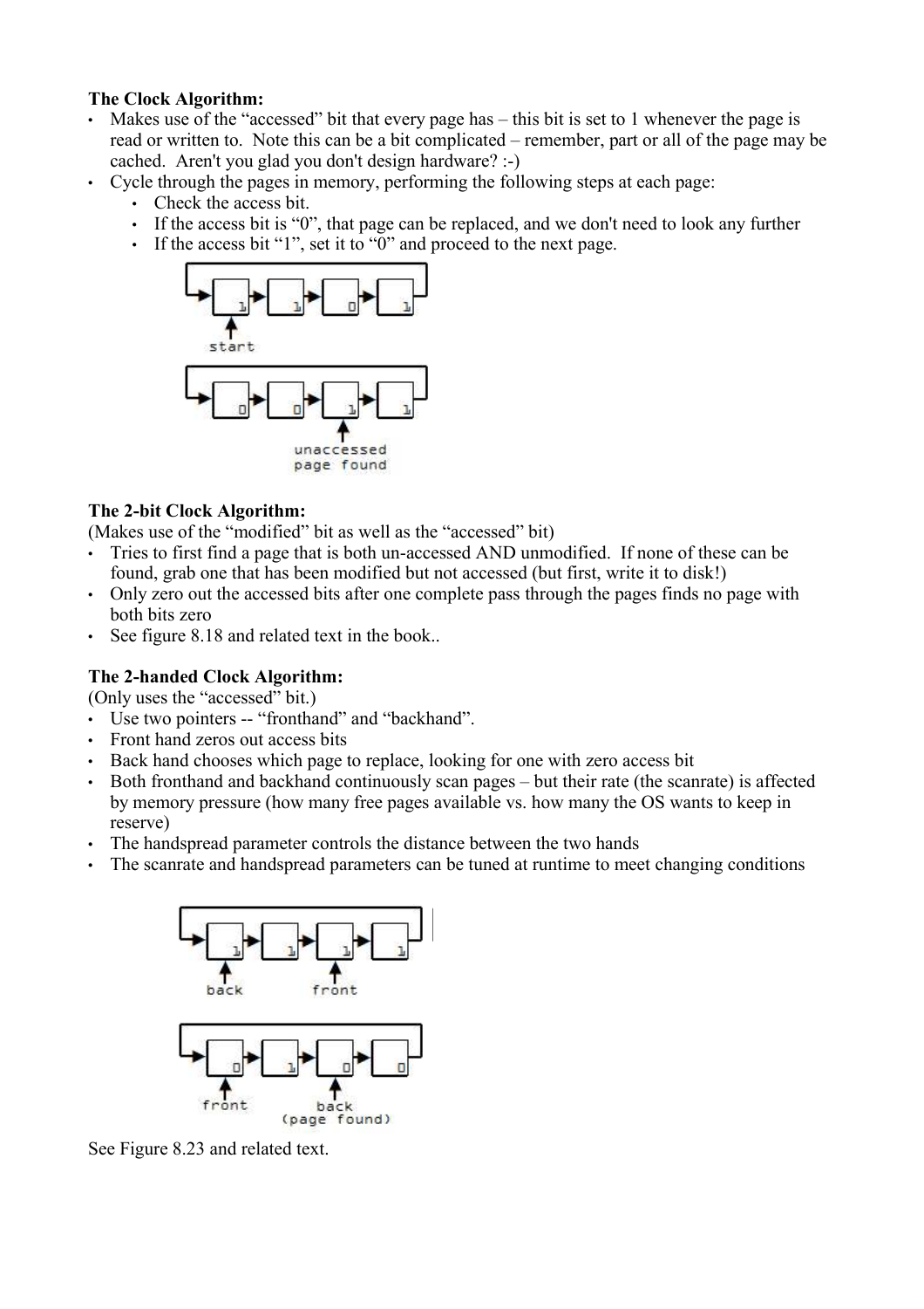**The Clock Algorithm:**

- Makes use of the "accessed" bit that every page has – this bit is set to 1 whenever the page is read or written to. Note this can be a bit complicated – remember, part or all of the page may be cached. Aren't you glad you don't design hardware? :-)
- Cycle through the pages in memory, performing the following steps at each page:
  - Check the access bit.
  - If the access bit is "0", that page can be replaced, and we don't need to look any further
  - If the access bit "1", set it to "0" and proceed to the next page.

**The 2-bit Clock Algorithm:**

(Makes use of the "modified" bit as well as the "accessed" bit)

- Tries to first find a page that is both un-accessed AND unmodified. If none of these can be found, grab one that has been modified but not accessed (but first, write it to disk!)
- Only zero out the accessed bits after one complete pass through the pages finds no page with both bits zero
- See figure 8.18 and related text in the book..

**The 2-handed Clock Algorithm:**

(Only uses the "accessed" bit.)

- Use two pointers -- "fronthand" and "backhand".
- Front hand zeros out access bits
- Back hand chooses which page to replace, looking for one with zero access bit
- Both fronthand and backhand continuously scan pages – but their rate (the scanrate) is affected by memory pressure (how many free pages available vs. how many the OS wants to keep in reserve)
- The handspread parameter controls the distance between the two hands
- The scanrate and handspread parameters can be tuned at runtime to meet changing conditions

See Figure 8.23 and related text.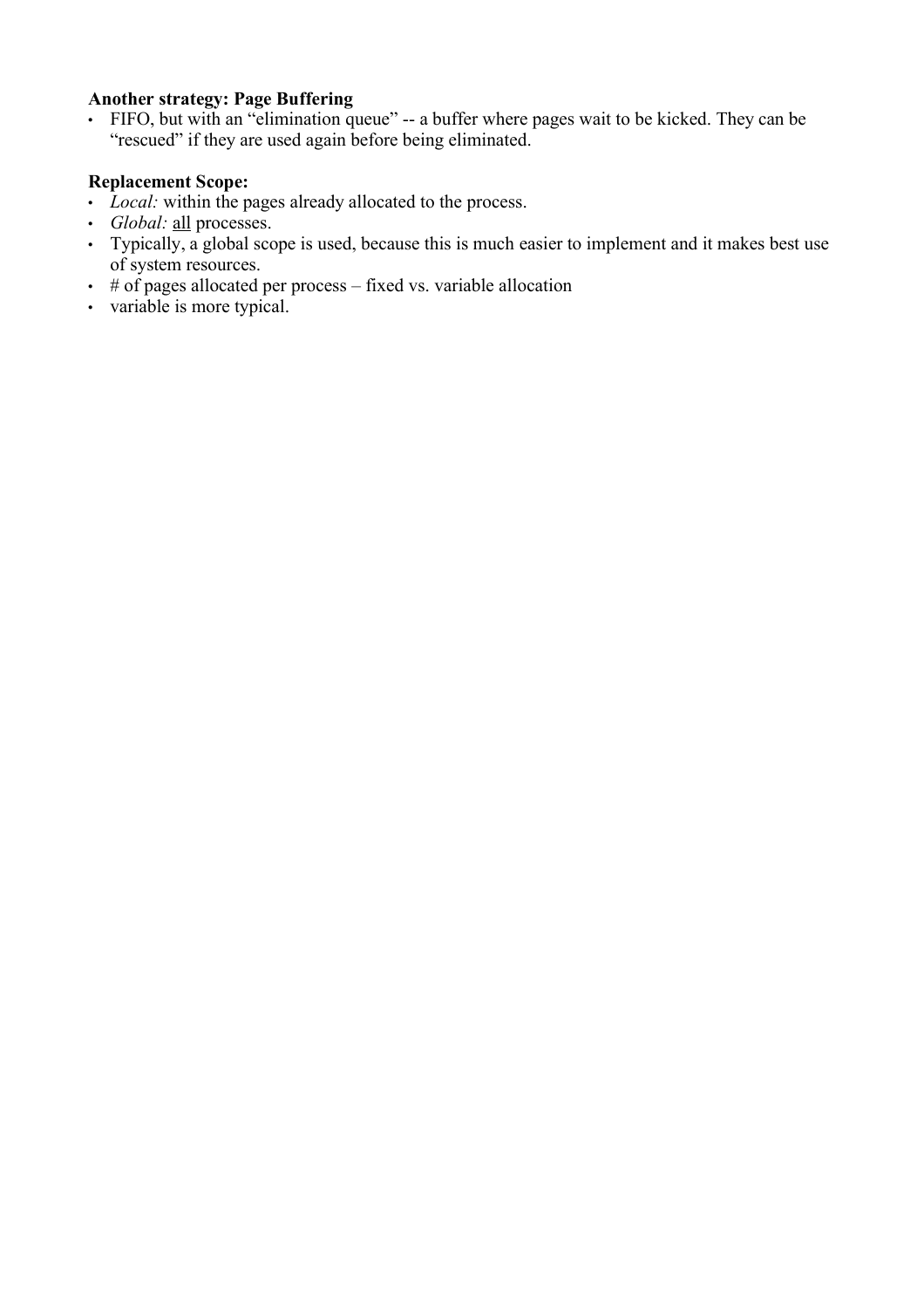**Another strategy: Page Buffering**

- FIFO, but with an “elimination queue” -- a buffer where pages wait to be kicked. They can be “rescued” if they are used again before being eliminated.

**Replacement Scope:**

- *Local:* within the pages already allocated to the process.
- *Global:* <u>all</u> processes.
- Typically, a global scope is used, because this is much easier to implement and it makes best use of system resources.
- # of pages allocated per process – fixed vs. variable allocation
- variable is more typical.